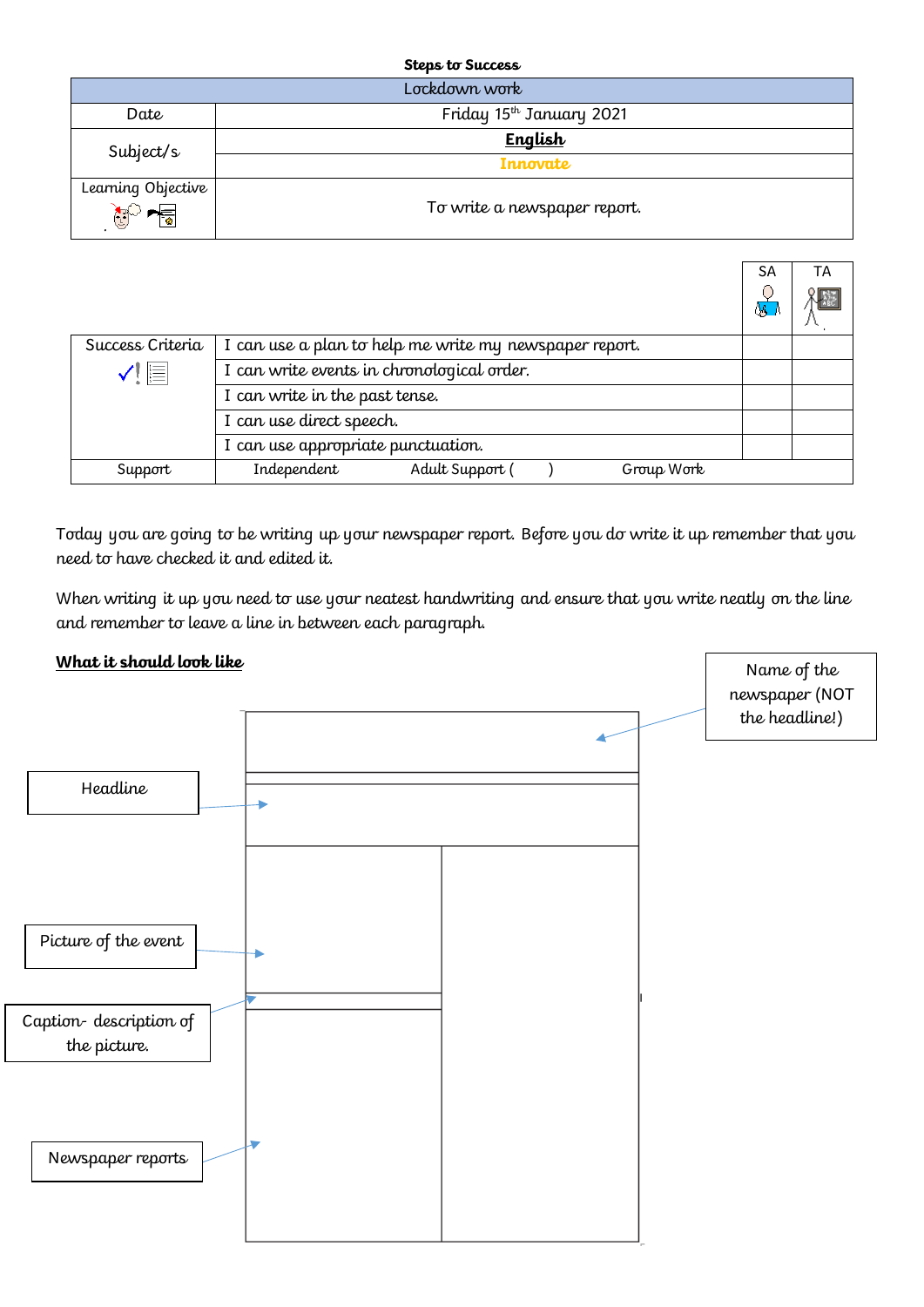**Steps to Success**

| Lockdown work | |
|---|---|
| Date | Friday 15th January 2021 |
| Subject/s | **English** |
| | **Innovate** |
| Learning Objective | To write a newspaper report. |

| | | SA | TA |
|---|---|---|---|
| Success Criteria | I can use a plan to help me write my newspaper report. | | |
| | I can write events in chronological order. | | |
| | I can write in the past tense. | | |
| | I can use direct speech. | | |
| | I can use appropriate punctuation. | | |
| Support | Independent / Adult Support ( ) / Group Work | | |

Today you are going to be writing up your newspaper report. Before you do write it up remember that you need to have checked it and edited it.

When writing it up you need to use your neatest handwriting and ensure that you write neatly on the line and remember to leave a line in between each paragraph.

**What it should look like**

Name of the newspaper (NOT the headline!)

Headline

Picture of the event

Caption- description of the picture.

Newspaper reports